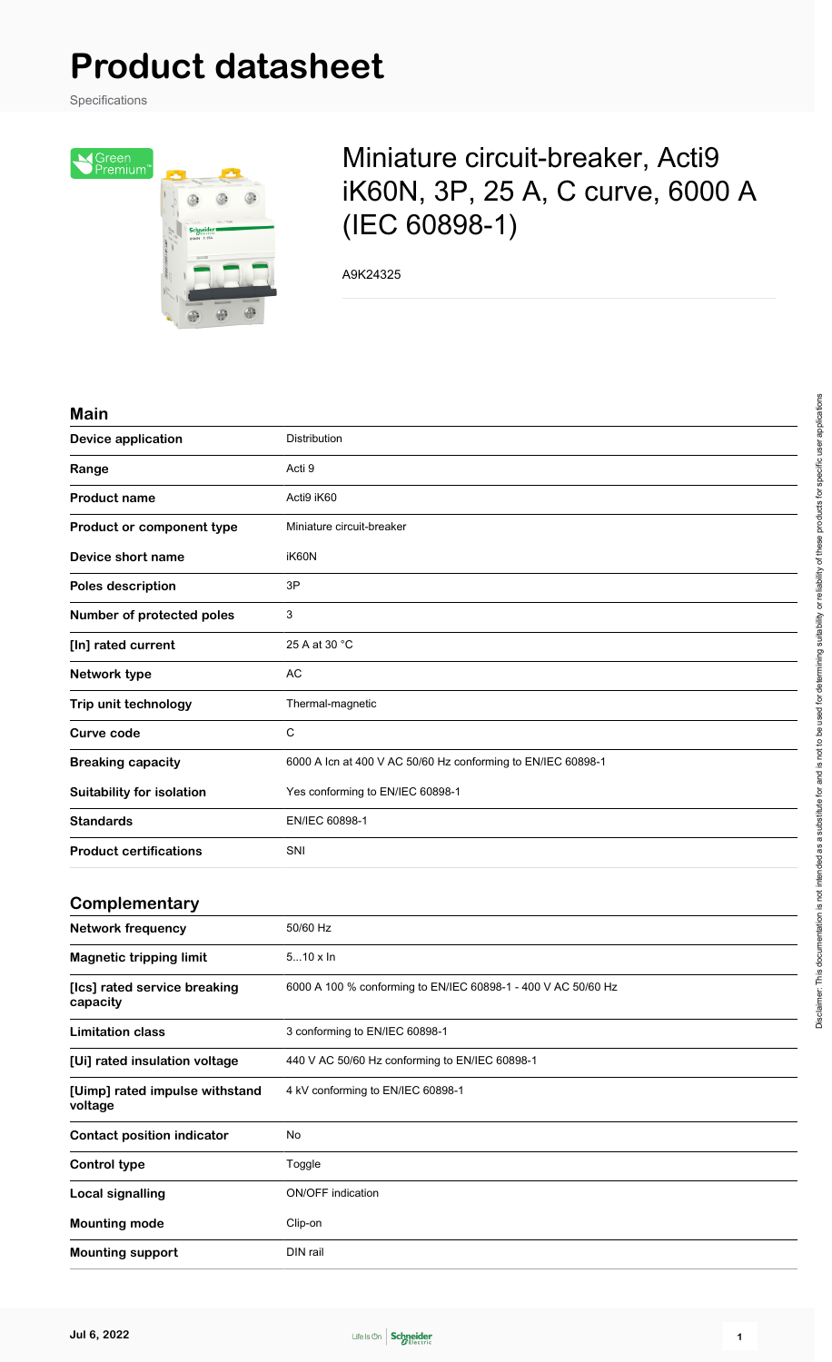# Product datasheet

Specifications

## Miniature circuit-breaker, Acti9 iK60N, 3P, 25 A, C curve, 6000 A (IEC 60898-1)

A9K24325

### Main

| | |
|---|---|
| **Device application** | Distribution |
| **Range** | Acti 9 |
| **Product name** | Acti9 iK60 |
| **Product or component type** | Miniature circuit-breaker |
| **Device short name** | iK60N |
| **Poles description** | 3P |
| **Number of protected poles** | 3 |
| **[In] rated current** | 25 A at 30 °C |
| **Network type** | AC |
| **Trip unit technology** | Thermal-magnetic |
| **Curve code** | C |
| **Breaking capacity** | 6000 A Icn at 400 V AC 50/60 Hz conforming to EN/IEC 60898-1 |
| **Suitability for isolation** | Yes conforming to EN/IEC 60898-1 |
| **Standards** | EN/IEC 60898-1 |
| **Product certifications** | SNI |

### Complementary

| | |
|---|---|
| **Network frequency** | 50/60 Hz |
| **Magnetic tripping limit** | 5...10 x In |
| **[Ics] rated service breaking capacity** | 6000 A 100 % conforming to EN/IEC 60898-1 - 400 V AC 50/60 Hz |
| **Limitation class** | 3 conforming to EN/IEC 60898-1 |
| **[Ui] rated insulation voltage** | 440 V AC 50/60 Hz conforming to EN/IEC 60898-1 |
| **[Uimp] rated impulse withstand voltage** | 4 kV conforming to EN/IEC 60898-1 |
| **Contact position indicator** | No |
| **Control type** | Toggle |
| **Local signalling** | ON/OFF indication |
| **Mounting mode** | Clip-on |
| **Mounting support** | DIN rail |

Disclaimer: This documentation is not intended as a substitute for and is not to be used for determining suitability or reliability of these products for specific user applications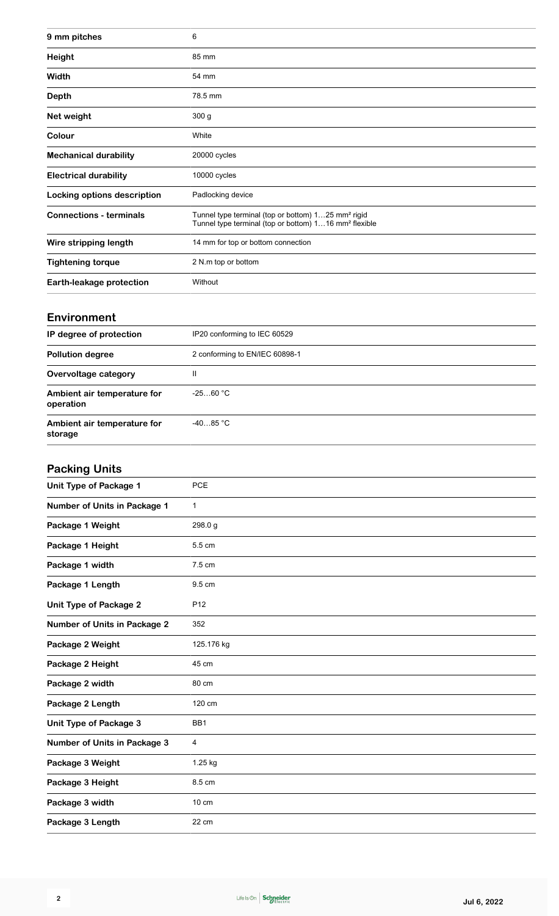| | |
|---|---|
| 9 mm pitches | 6 |
| Height | 85 mm |
| Width | 54 mm |
| Depth | 78.5 mm |
| Net weight | 300 g |
| Colour | White |
| Mechanical durability | 20000 cycles |
| Electrical durability | 10000 cycles |
| Locking options description | Padlocking device |
| Connections - terminals | Tunnel type terminal (top or bottom) 1…25 mm² rigid<br>Tunnel type terminal (top or bottom) 1…16 mm² flexible |
| Wire stripping length | 14 mm for top or bottom connection |
| Tightening torque | 2 N.m top or bottom |
| Earth-leakage protection | Without |

## Environment

| | |
|---|---|
| IP degree of protection | IP20 conforming to IEC 60529 |
| Pollution degree | 2 conforming to EN/IEC 60898-1 |
| Overvoltage category | II |
| Ambient air temperature for operation | -25…60 °C |
| Ambient air temperature for storage | -40…85 °C |

## Packing Units

| | |
|---|---|
| Unit Type of Package 1 | PCE |
| Number of Units in Package 1 | 1 |
| Package 1 Weight | 298.0 g |
| Package 1 Height | 5.5 cm |
| Package 1 width | 7.5 cm |
| Package 1 Length | 9.5 cm |
| Unit Type of Package 2 | P12 |
| Number of Units in Package 2 | 352 |
| Package 2 Weight | 125.176 kg |
| Package 2 Height | 45 cm |
| Package 2 width | 80 cm |
| Package 2 Length | 120 cm |
| Unit Type of Package 3 | BB1 |
| Number of Units in Package 3 | 4 |
| Package 3 Weight | 1.25 kg |
| Package 3 Height | 8.5 cm |
| Package 3 width | 10 cm |
| Package 3 Length | 22 cm |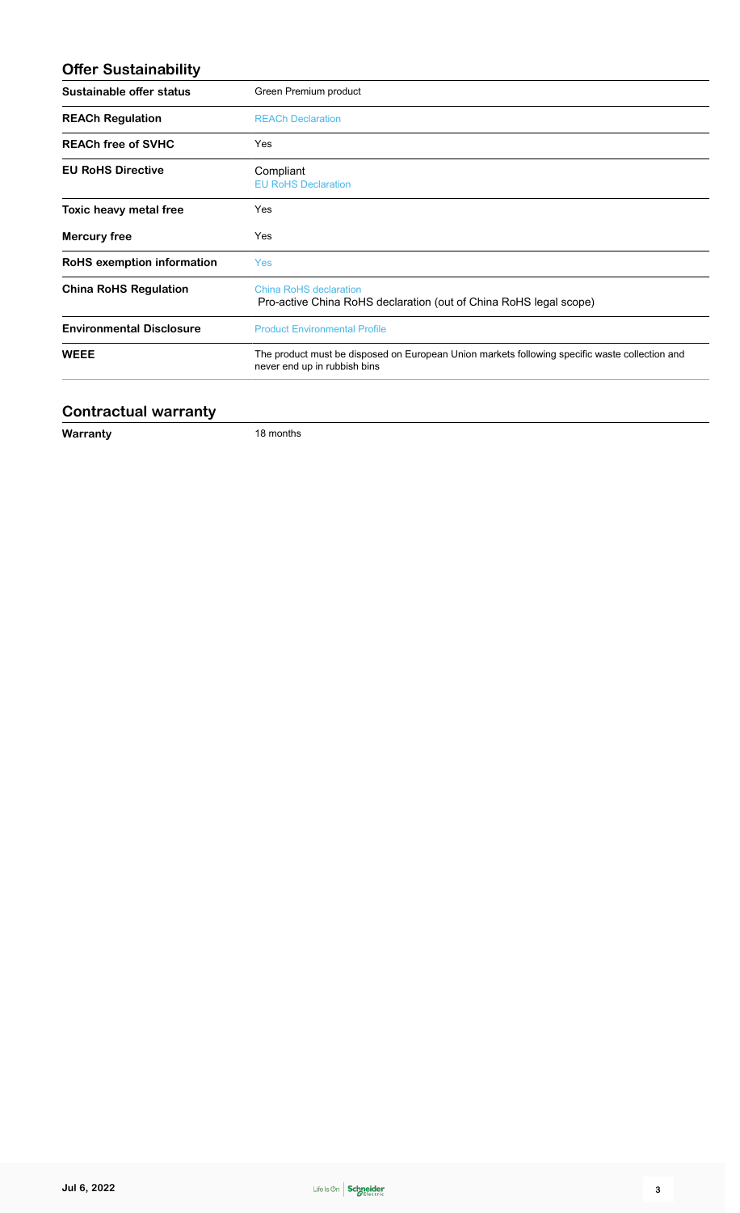## Offer Sustainability

| | |
|---|---|
| **Sustainable offer status** | Green Premium product |
| **REACh Regulation** | REACh Declaration |
| **REACh free of SVHC** | Yes |
| **EU RoHS Directive** | Compliant<br>EU RoHS Declaration |
| **Toxic heavy metal free** | Yes |
| **Mercury free** | Yes |
| **RoHS exemption information** | Yes |
| **China RoHS Regulation** | China RoHS declaration<br>Pro-active China RoHS declaration (out of China RoHS legal scope) |
| **Environmental Disclosure** | Product Environmental Profile |
| **WEEE** | The product must be disposed on European Union markets following specific waste collection and never end up in rubbish bins |

## Contractual warranty

| | |
|---|---|
| **Warranty** | 18 months |